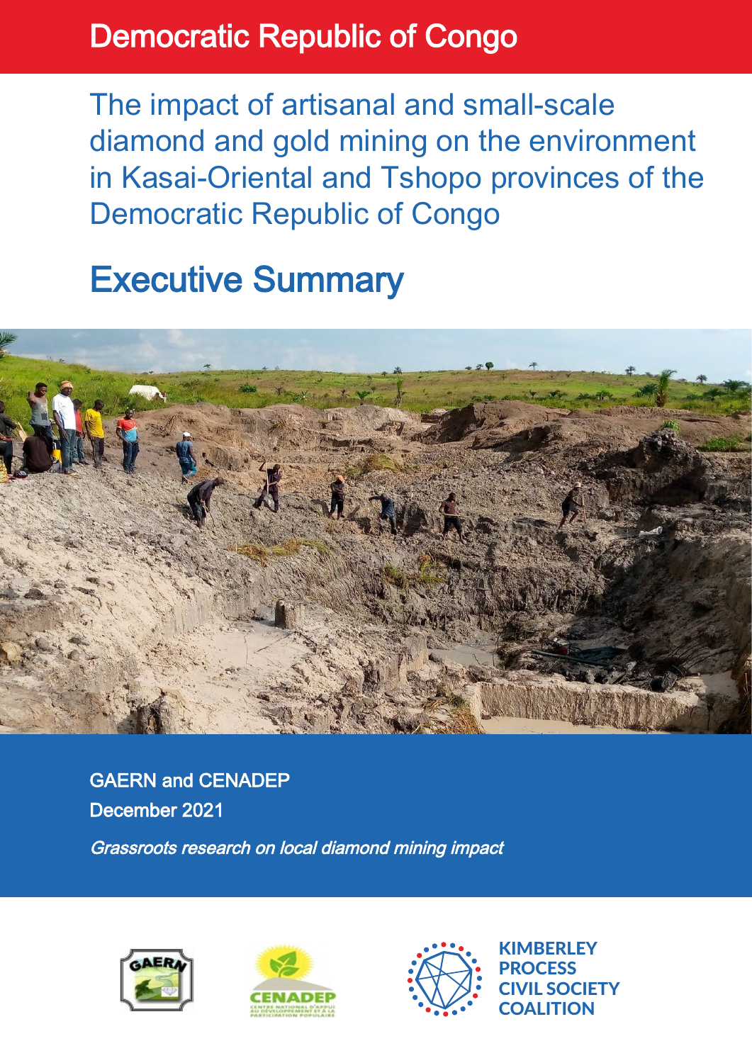Democratic Republic of Congo

# The impact of artisanal and small-scale diamond and gold mining on the environment in Kasai-Oriental and Tshopo provinces of the Democratic Republic of Congo

## Executive Summary

GAERN and CENADEP

December 2021

*Grassroots research on local diamond mining impact*

KIMBERLEY PROCESS CIVIL SOCIETY COALITION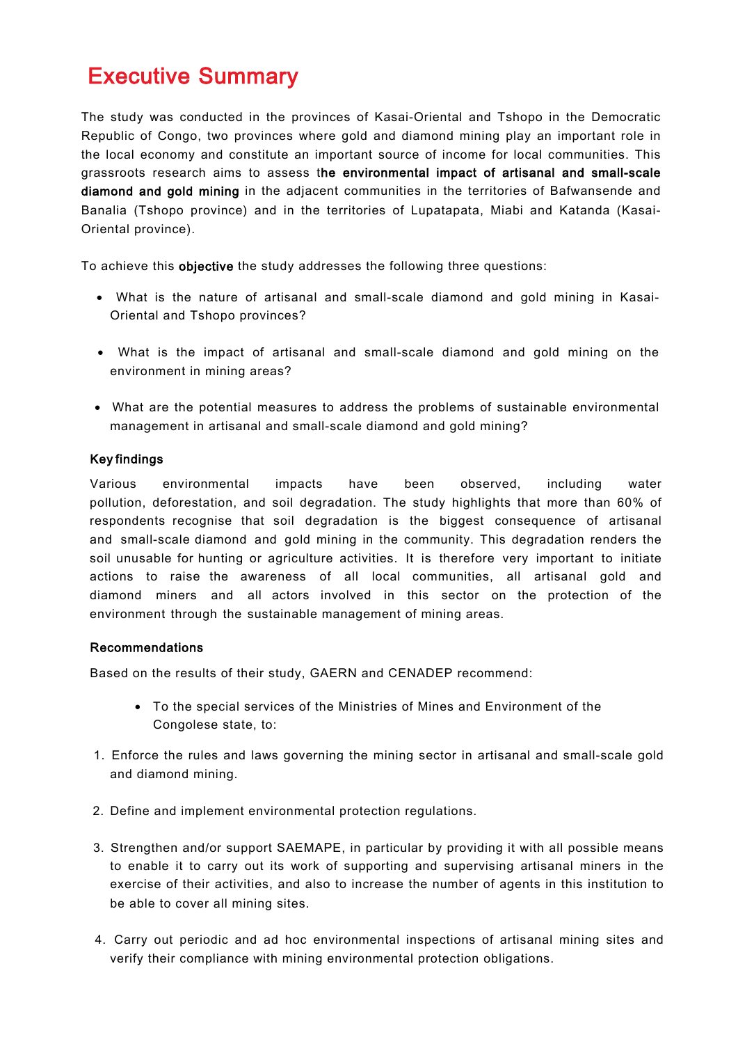# Executive Summary

The study was conducted in the provinces of Kasai-Oriental and Tshopo in the Democratic Republic of Congo, two provinces where gold and diamond mining play an important role in the local economy and constitute an important source of income for local communities. This grassroots research aims to assess t**he environmental impact of artisanal and small-scale diamond and gold mining** in the adjacent communities in the territories of Bafwansende and Banalia (Tshopo province) and in the territories of Lupatapata, Miabi and Katanda (Kasai-Oriental province).

To achieve this **objective** the study addresses the following three questions:

- What is the nature of artisanal and small-scale diamond and gold mining in Kasai-Oriental and Tshopo provinces?
- What is the impact of artisanal and small-scale diamond and gold mining on the environment in mining areas?
- What are the potential measures to address the problems of sustainable environmental management in artisanal and small-scale diamond and gold mining?

### Key findings

Various environmental impacts have been observed, including water pollution, deforestation, and soil degradation. The study highlights that more than 60% of respondents recognise that soil degradation is the biggest consequence of artisanal and small-scale diamond and gold mining in the community. This degradation renders the soil unusable for hunting or agriculture activities. It is therefore very important to initiate actions to raise the awareness of all local communities, all artisanal gold and diamond miners and all actors involved in this sector on the protection of the environment through the sustainable management of mining areas.

### Recommendations

Based on the results of their study, GAERN and CENADEP recommend:

- To the special services of the Ministries of Mines and Environment of the Congolese state, to:

1. Enforce the rules and laws governing the mining sector in artisanal and small-scale gold and diamond mining.
2. Define and implement environmental protection regulations.
3. Strengthen and/or support SAEMAPE, in particular by providing it with all possible means to enable it to carry out its work of supporting and supervising artisanal miners in the exercise of their activities, and also to increase the number of agents in this institution to be able to cover all mining sites.
4. Carry out periodic and ad hoc environmental inspections of artisanal mining sites and verify their compliance with mining environmental protection obligations.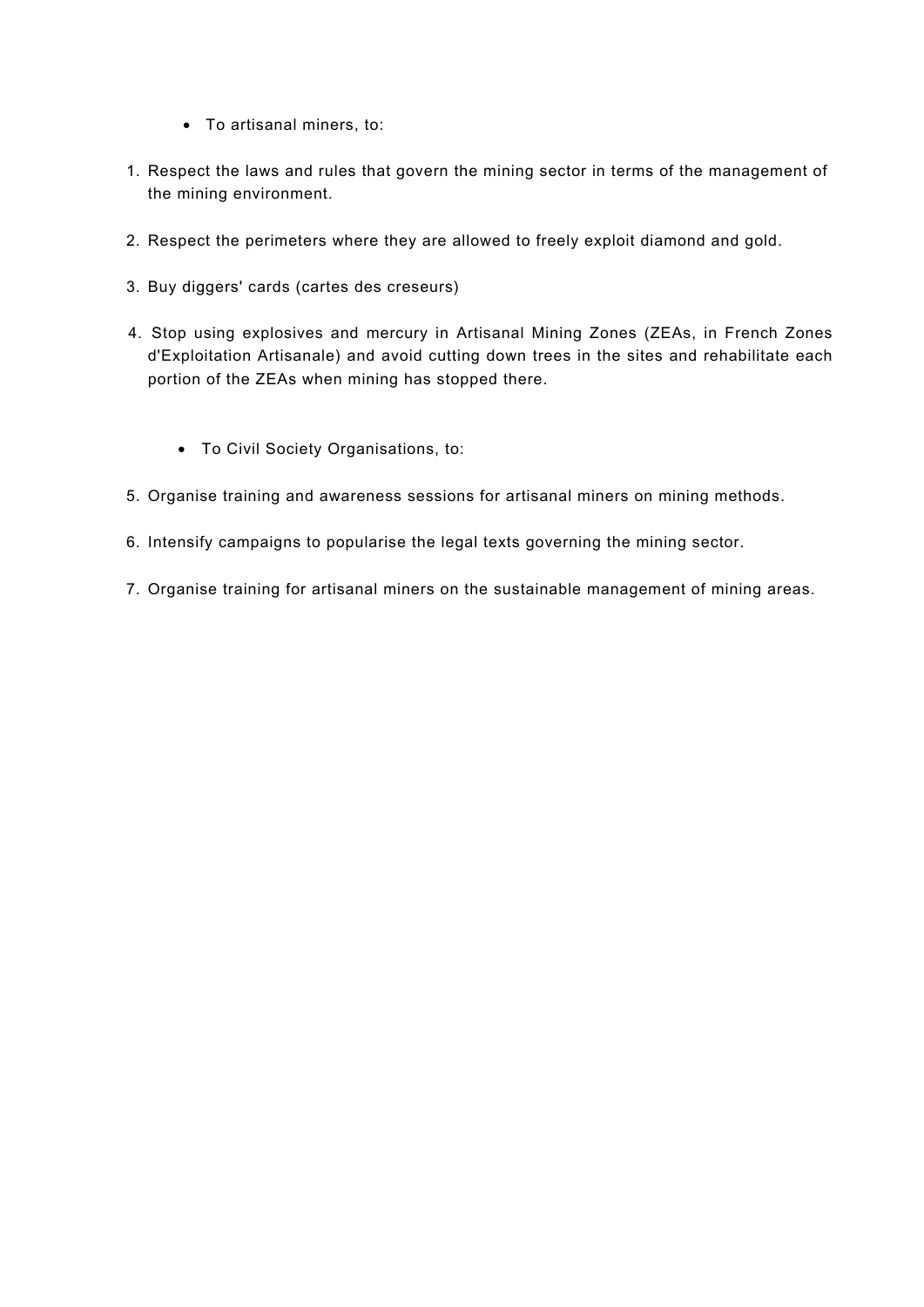- To artisanal miners, to:

1. Respect the laws and rules that govern the mining sector in terms of the management of the mining environment.

2. Respect the perimeters where they are allowed to freely exploit diamond and gold.

3. Buy diggers' cards (cartes des creseurs)

4. Stop using explosives and mercury in Artisanal Mining Zones (ZEAs, in French Zones d'Exploitation Artisanale) and avoid cutting down trees in the sites and rehabilitate each portion of the ZEAs when mining has stopped there.

- To Civil Society Organisations, to:

5. Organise training and awareness sessions for artisanal miners on mining methods.

6. Intensify campaigns to popularise the legal texts governing the mining sector.

7. Organise training for artisanal miners on the sustainable management of mining areas.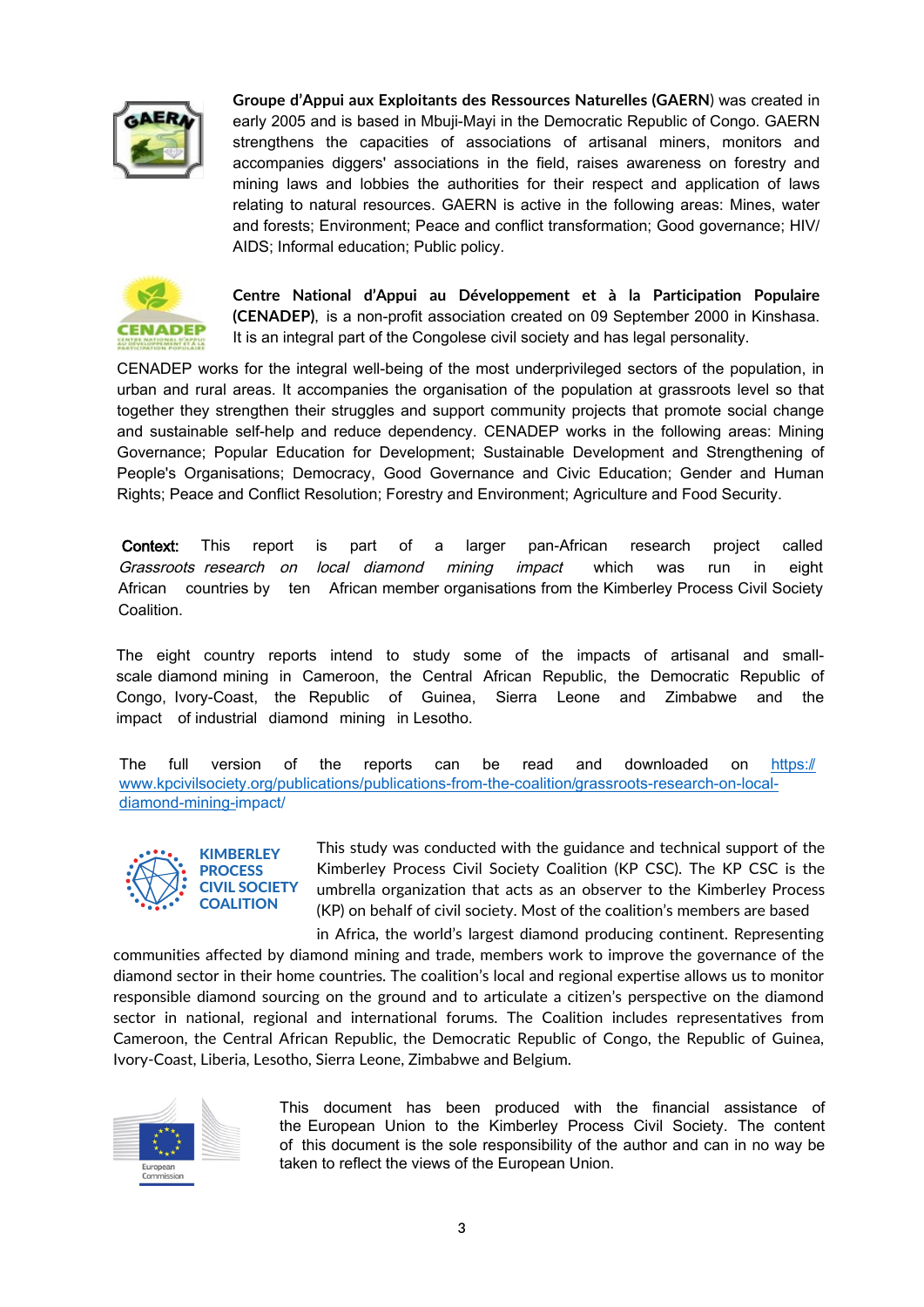**Groupe d'Appui aux Exploitants des Ressources Naturelles (GAERN**) was created in early 2005 and is based in Mbuji-Mayi in the Democratic Republic of Congo. GAERN strengthens the capacities of associations of artisanal miners, monitors and accompanies diggers' associations in the field, raises awareness on forestry and mining laws and lobbies the authorities for their respect and application of laws relating to natural resources. GAERN is active in the following areas: Mines, water and forests; Environment; Peace and conflict transformation; Good governance; HIV/AIDS; Informal education; Public policy.

**Centre National d'Appui au Développement et à la Participation Populaire (CENADEP)**, is a non-profit association created on 09 September 2000 in Kinshasa. It is an integral part of the Congolese civil society and has legal personality.

CENADEP works for the integral well-being of the most underprivileged sectors of the population, in urban and rural areas. It accompanies the organisation of the population at grassroots level so that together they strengthen their struggles and support community projects that promote social change and sustainable self-help and reduce dependency. CENADEP works in the following areas: Mining Governance; Popular Education for Development; Sustainable Development and Strengthening of People's Organisations; Democracy, Good Governance and Civic Education; Gender and Human Rights; Peace and Conflict Resolution; Forestry and Environment; Agriculture and Food Security.

**Context:** This report is part of a larger pan-African research project called *Grassroots research on local diamond mining impact* which was run in eight African countries by ten African member organisations from the Kimberley Process Civil Society Coalition.

The eight country reports intend to study some of the impacts of artisanal and small-scale diamond mining in Cameroon, the Central African Republic, the Democratic Republic of Congo, Ivory-Coast, the Republic of Guinea, Sierra Leone and Zimbabwe and the impact of industrial diamond mining in Lesotho.

The full version of the reports can be read and downloaded on https://www.kpcivilsociety.org/publications/publications-from-the-coalition/grassroots-research-on-local-diamond-mining-impact/

KIMBERLEY PROCESS CIVIL SOCIETY COALITION

This study was conducted with the guidance and technical support of the Kimberley Process Civil Society Coalition (KP CSC). The KP CSC is the umbrella organization that acts as an observer to the Kimberley Process (KP) on behalf of civil society. Most of the coalition's members are based in Africa, the world's largest diamond producing continent. Representing communities affected by diamond mining and trade, members work to improve the governance of the diamond sector in their home countries. The coalition's local and regional expertise allows us to monitor responsible diamond sourcing on the ground and to articulate a citizen's perspective on the diamond sector in national, regional and international forums. The Coalition includes representatives from Cameroon, the Central African Republic, the Democratic Republic of Congo, the Republic of Guinea, Ivory-Coast, Liberia, Lesotho, Sierra Leone, Zimbabwe and Belgium.

European Commission

This document has been produced with the financial assistance of the European Union to the Kimberley Process Civil Society. The content of this document is the sole responsibility of the author and can in no way be taken to reflect the views of the European Union.